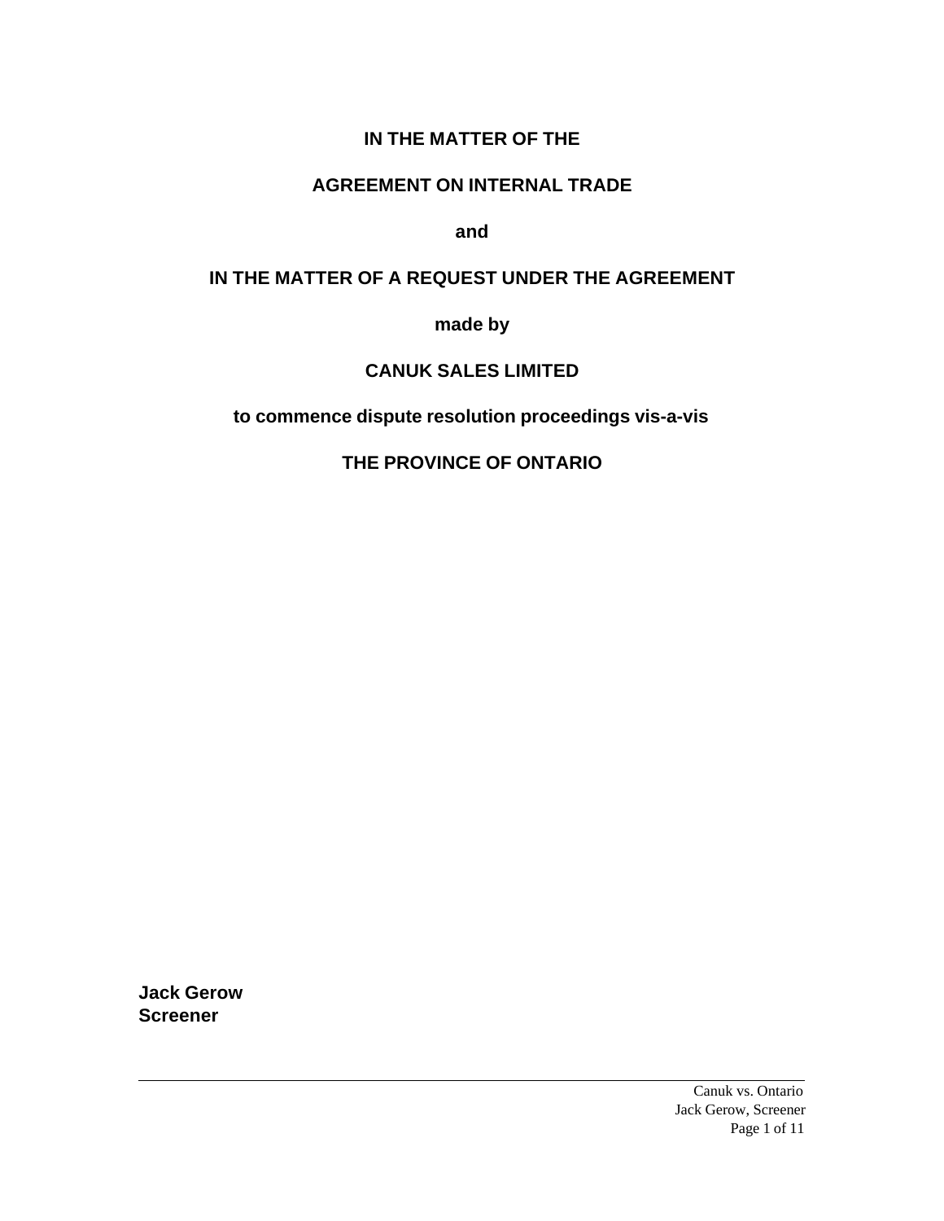**IN THE MATTER OF THE**

**AGREEMENT ON INTERNAL TRADE**

**and**

**IN THE MATTER OF A REQUEST UNDER THE AGREEMENT**

**made by**

**CANUK SALES LIMITED**

**to commence dispute resolution proceedings vis-a-vis**

**THE PROVINCE OF ONTARIO**

**Jack Gerow**
**Screener**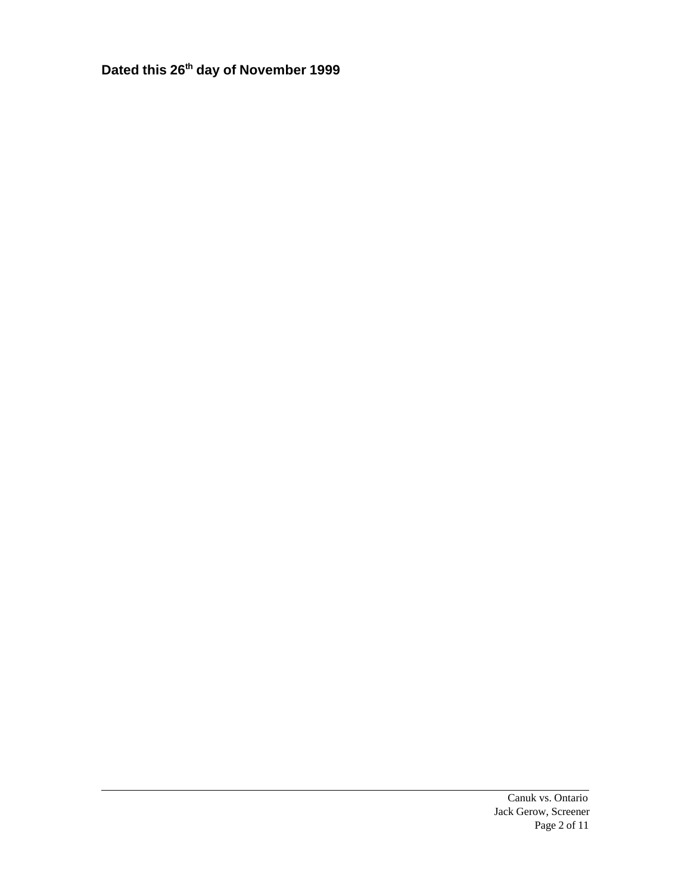**Dated this 26th day of November 1999**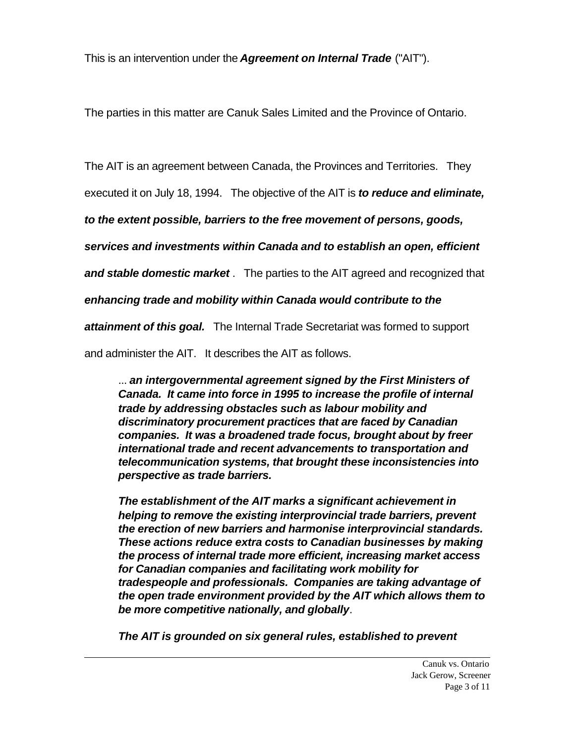This is an intervention under the ***Agreement on Internal Trade*** ("AIT").

The parties in this matter are Canuk Sales Limited and the Province of Ontario.

The AIT is an agreement between Canada, the Provinces and Territories. They executed it on July 18, 1994. The objective of the AIT is ***to reduce and eliminate, to the extent possible, barriers to the free movement of persons, goods, services and investments within Canada and to establish an open, efficient and stable domestic market*** . The parties to the AIT agreed and recognized that ***enhancing trade and mobility within Canada would contribute to the attainment of this goal.*** The Internal Trade Secretariat was formed to support and administer the AIT. It describes the AIT as follows.

> ... ***an intergovernmental agreement signed by the First Ministers of Canada. It came into force in 1995 to increase the profile of internal trade by addressing obstacles such as labour mobility and discriminatory procurement practices that are faced by Canadian companies. It was a broadened trade focus, brought about by freer international trade and recent advancements to transportation and telecommunication systems, that brought these inconsistencies into perspective as trade barriers.***
>
> ***The establishment of the AIT marks a significant achievement in helping to remove the existing interprovincial trade barriers, prevent the erection of new barriers and harmonise interprovincial standards. These actions reduce extra costs to Canadian businesses by making the process of internal trade more efficient, increasing market access for Canadian companies and facilitating work mobility for tradespeople and professionals. Companies are taking advantage of the open trade environment provided by the AIT which allows them to be more competitive nationally, and globally***.
>
> ***The AIT is grounded on six general rules, established to prevent***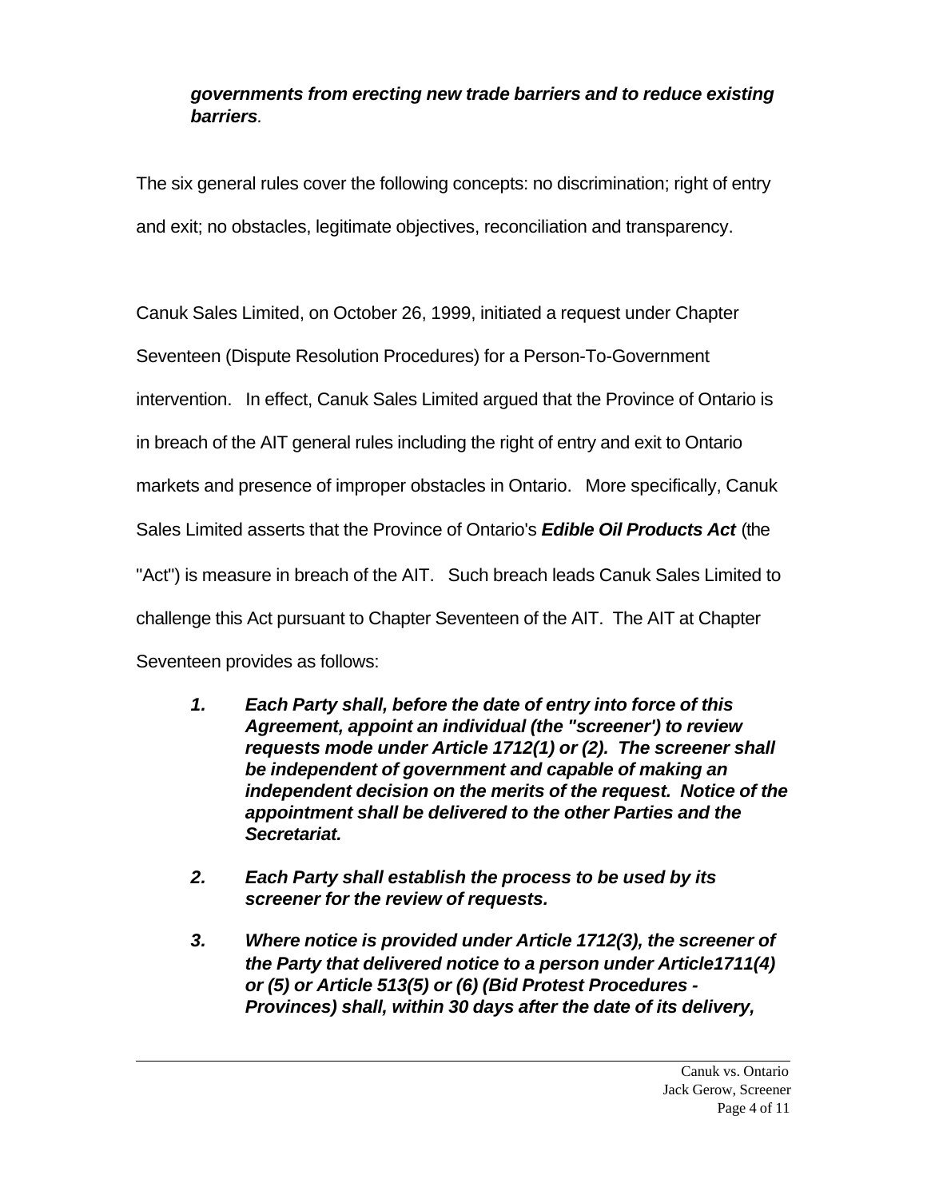***governments from erecting new trade barriers and to reduce existing barriers**.*

The six general rules cover the following concepts: no discrimination; right of entry and exit; no obstacles, legitimate objectives, reconciliation and transparency.

Canuk Sales Limited, on October 26, 1999, initiated a request under Chapter Seventeen (Dispute Resolution Procedures) for a Person-To-Government intervention. In effect, Canuk Sales Limited argued that the Province of Ontario is in breach of the AIT general rules including the right of entry and exit to Ontario markets and presence of improper obstacles in Ontario. More specifically, Canuk Sales Limited asserts that the Province of Ontario's ***Edible Oil Products Act*** (the "Act") is measure in breach of the AIT. Such breach leads Canuk Sales Limited to challenge this Act pursuant to Chapter Seventeen of the AIT. The AIT at Chapter Seventeen provides as follows:

> ***1. Each Party shall, before the date of entry into force of this Agreement, appoint an individual (the "screener') to review requests mode under Article 1712(1) or (2). The screener shall be independent of government and capable of making an independent decision on the merits of the request. Notice of the appointment shall be delivered to the other Parties and the Secretariat.***
>
> ***2. Each Party shall establish the process to be used by its screener for the review of requests.***
>
> ***3. Where notice is provided under Article 1712(3), the screener of the Party that delivered notice to a person under Article1711(4) or (5) or Article 513(5) or (6) (Bid Protest Procedures - Provinces) shall, within 30 days after the date of its delivery,***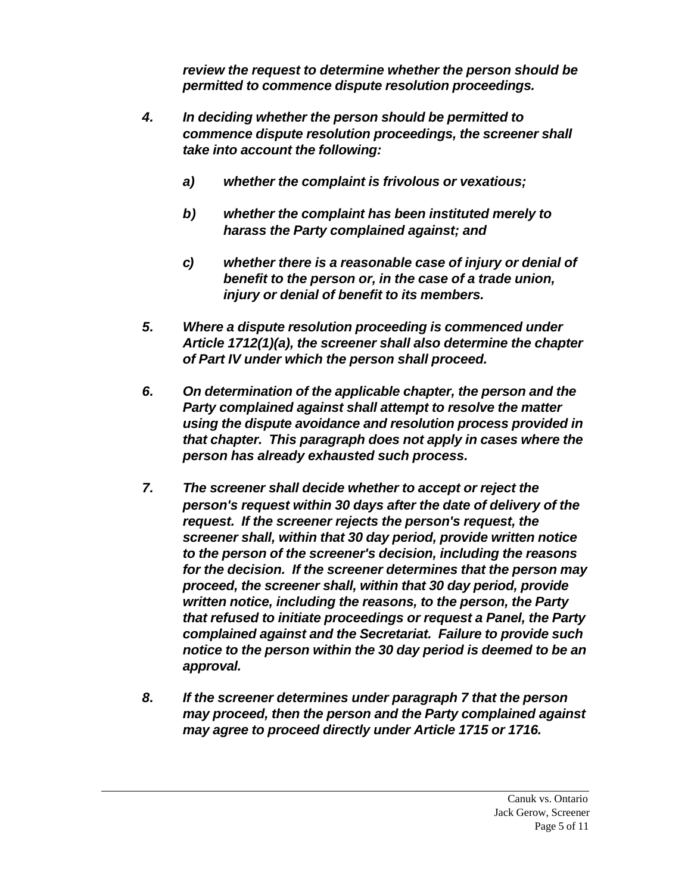***review the request to determine whether the person should be permitted to commence dispute resolution proceedings.***

***4. In deciding whether the person should be permitted to commence dispute resolution proceedings, the screener shall take into account the following:***

> ***a) whether the complaint is frivolous or vexatious;***
>
> ***b) whether the complaint has been instituted merely to harass the Party complained against; and***
>
> ***c) whether there is a reasonable case of injury or denial of benefit to the person or, in the case of a trade union, injury or denial of benefit to its members.***

***5. Where a dispute resolution proceeding is commenced under Article 1712(1)(a), the screener shall also determine the chapter of Part IV under which the person shall proceed.***

***6. On determination of the applicable chapter, the person and the Party complained against shall attempt to resolve the matter using the dispute avoidance and resolution process provided in that chapter. This paragraph does not apply in cases where the person has already exhausted such process.***

***7. The screener shall decide whether to accept or reject the person's request within 30 days after the date of delivery of the request. If the screener rejects the person's request, the screener shall, within that 30 day period, provide written notice to the person of the screener's decision, including the reasons for the decision. If the screener determines that the person may proceed, the screener shall, within that 30 day period, provide written notice, including the reasons, to the person, the Party that refused to initiate proceedings or request a Panel, the Party complained against and the Secretariat. Failure to provide such notice to the person within the 30 day period is deemed to be an approval.***

***8. If the screener determines under paragraph 7 that the person may proceed, then the person and the Party complained against may agree to proceed directly under Article 1715 or 1716.***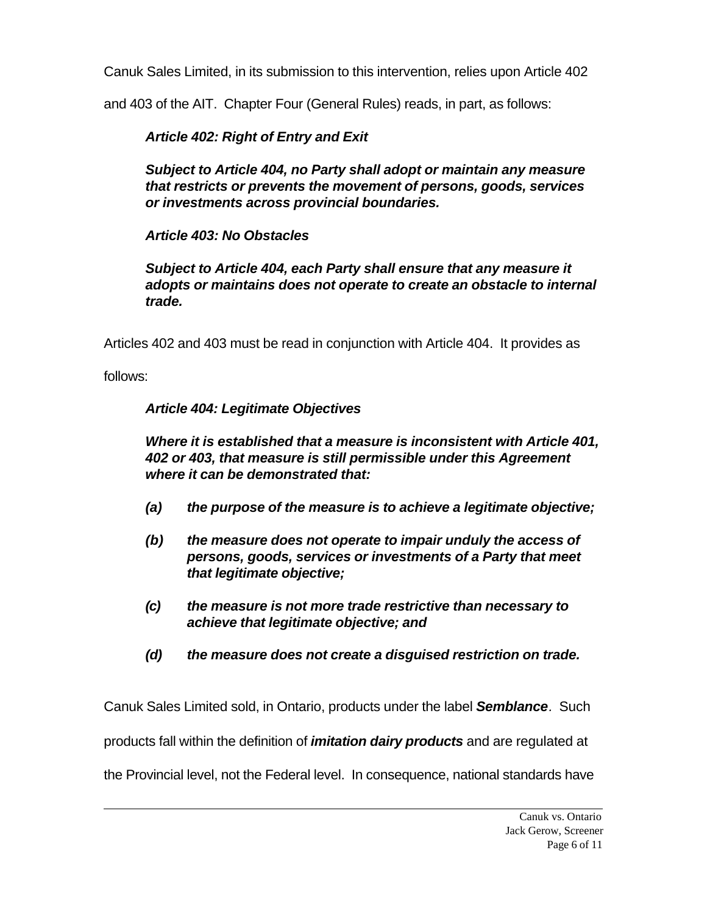Canuk Sales Limited, in its submission to this intervention, relies upon Article 402 and 403 of the AIT. Chapter Four (General Rules) reads, in part, as follows:

> ***Article 402: Right of Entry and Exit***
>
> ***Subject to Article 404, no Party shall adopt or maintain any measure that restricts or prevents the movement of persons, goods, services or investments across provincial boundaries.***
>
> ***Article 403: No Obstacles***
>
> ***Subject to Article 404, each Party shall ensure that any measure it adopts or maintains does not operate to create an obstacle to internal trade.***

Articles 402 and 403 must be read in conjunction with Article 404. It provides as follows:

> ***Article 404: Legitimate Objectives***
>
> ***Where it is established that a measure is inconsistent with Article 401, 402 or 403, that measure is still permissible under this Agreement where it can be demonstrated that:***
>
> ***(a) the purpose of the measure is to achieve a legitimate objective;***
>
> ***(b) the measure does not operate to impair unduly the access of persons, goods, services or investments of a Party that meet that legitimate objective;***
>
> ***(c) the measure is not more trade restrictive than necessary to achieve that legitimate objective; and***
>
> ***(d) the measure does not create a disguised restriction on trade.***

Canuk Sales Limited sold, in Ontario, products under the label ***Semblance***. Such products fall within the definition of ***imitation dairy products*** and are regulated at the Provincial level, not the Federal level. In consequence, national standards have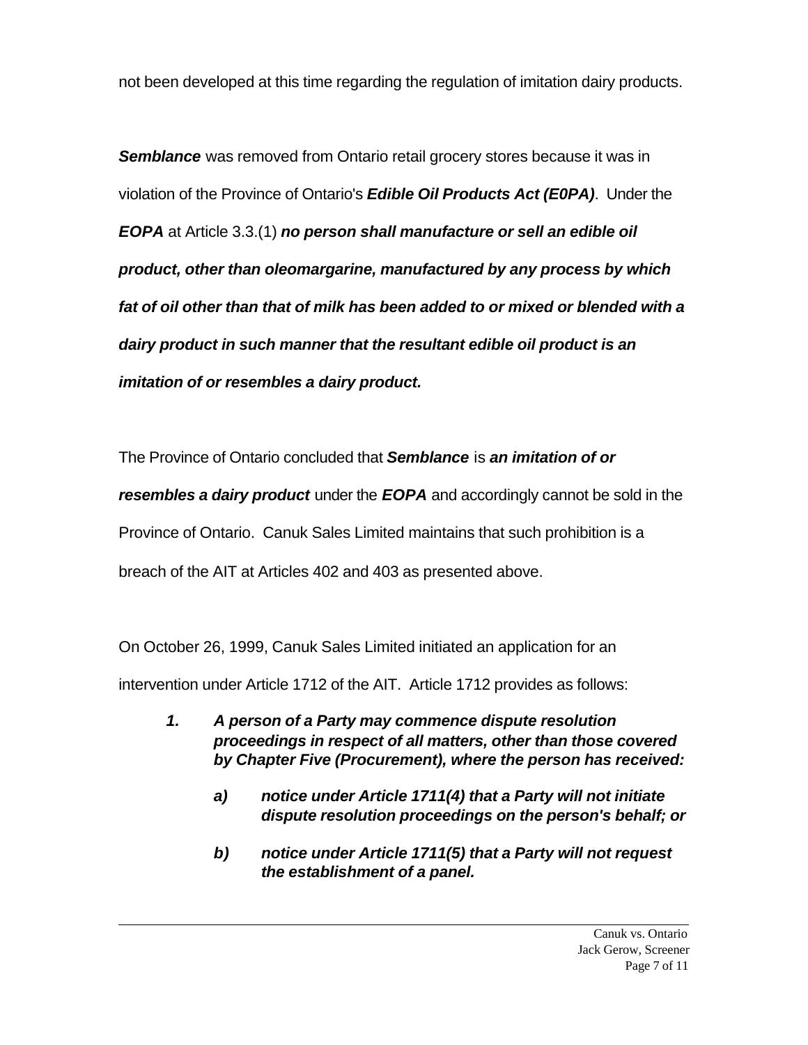not been developed at this time regarding the regulation of imitation dairy products.

***Semblance*** was removed from Ontario retail grocery stores because it was in violation of the Province of Ontario's ***Edible Oil Products Act (E0PA)***. Under the ***EOPA*** at Article 3.3.(1) ***no person shall manufacture or sell an edible oil product, other than oleomargarine, manufactured by any process by which fat of oil other than that of milk has been added to or mixed or blended with a dairy product in such manner that the resultant edible oil product is an imitation of or resembles a dairy product.***

The Province of Ontario concluded that ***Semblance*** is ***an imitation of or resembles a dairy product*** under the ***EOPA*** and accordingly cannot be sold in the Province of Ontario. Canuk Sales Limited maintains that such prohibition is a breach of the AIT at Articles 402 and 403 as presented above.

On October 26, 1999, Canuk Sales Limited initiated an application for an intervention under Article 1712 of the AIT. Article 1712 provides as follows:

> ***1. A person of a Party may commence dispute resolution proceedings in respect of all matters, other than those covered by Chapter Five (Procurement), where the person has received:***
>
> > ***a) notice under Article 1711(4) that a Party will not initiate dispute resolution proceedings on the person's behalf; or***
> >
> > ***b) notice under Article 1711(5) that a Party will not request the establishment of a panel.***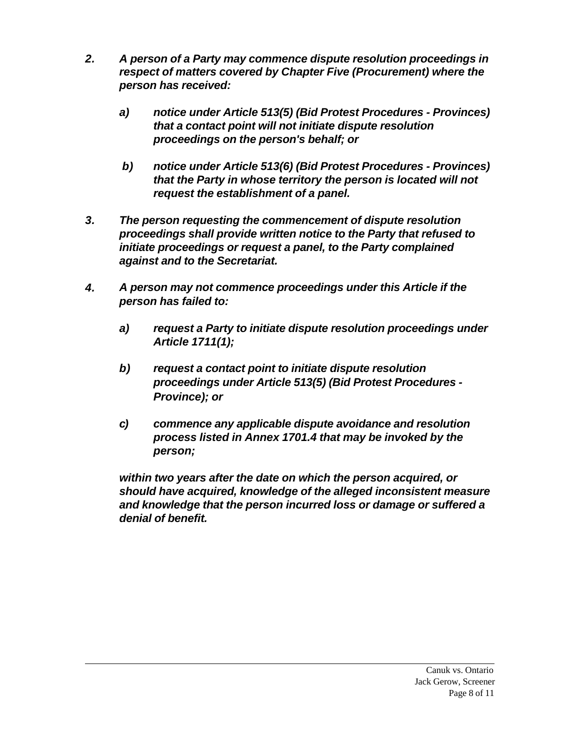*2. A person of a Party may commence dispute resolution proceedings in respect of matters covered by Chapter Five (Procurement) where the person has received:*

> *a) notice under Article 513(5) (Bid Protest Procedures - Provinces) that a contact point will not initiate dispute resolution proceedings on the person's behalf; or*
>
> *b) notice under Article 513(6) (Bid Protest Procedures - Provinces) that the Party in whose territory the person is located will not request the establishment of a panel.*

*3. The person requesting the commencement of dispute resolution proceedings shall provide written notice to the Party that refused to initiate proceedings or request a panel, to the Party complained against and to the Secretariat.*

*4. A person may not commence proceedings under this Article if the person has failed to:*

> *a) request a Party to initiate dispute resolution proceedings under Article 1711(1);*
>
> *b) request a contact point to initiate dispute resolution proceedings under Article 513(5) (Bid Protest Procedures - Province); or*
>
> *c) commence any applicable dispute avoidance and resolution process listed in Annex 1701.4 that may be invoked by the person;*

*within two years after the date on which the person acquired, or should have acquired, knowledge of the alleged inconsistent measure and knowledge that the person incurred loss or damage or suffered a denial of benefit.*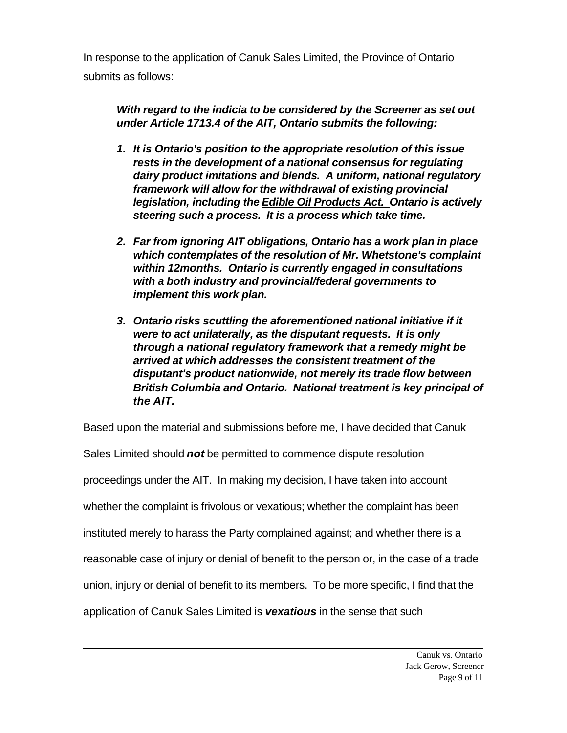In response to the application of Canuk Sales Limited, the Province of Ontario submits as follows:

> ***With regard to the indicia to be considered by the Screener as set out under Article 1713.4 of the AIT, Ontario submits the following:***
>
> 1. ***It is Ontario's position to the appropriate resolution of this issue rests in the development of a national consensus for regulating dairy product imitations and blends. A uniform, national regulatory framework will allow for the withdrawal of existing provincial legislation, including the <u>Edible Oil Products Act.</u> Ontario is actively steering such a process. It is a process which take time.***
>
> 2. ***Far from ignoring AIT obligations, Ontario has a work plan in place which contemplates of the resolution of Mr. Whetstone's complaint within 12months. Ontario is currently engaged in consultations with a both industry and provincial/federal governments to implement this work plan.***
>
> 3. ***Ontario risks scuttling the aforementioned national initiative if it were to act unilaterally, as the disputant requests. It is only through a national regulatory framework that a remedy might be arrived at which addresses the consistent treatment of the disputant's product nationwide, not merely its trade flow between British Columbia and Ontario. National treatment is key principal of the AIT.***

Based upon the material and submissions before me, I have decided that Canuk Sales Limited should ***not*** be permitted to commence dispute resolution proceedings under the AIT. In making my decision, I have taken into account whether the complaint is frivolous or vexatious; whether the complaint has been instituted merely to harass the Party complained against; and whether there is a reasonable case of injury or denial of benefit to the person or, in the case of a trade union, injury or denial of benefit to its members. To be more specific, I find that the application of Canuk Sales Limited is ***vexatious*** in the sense that such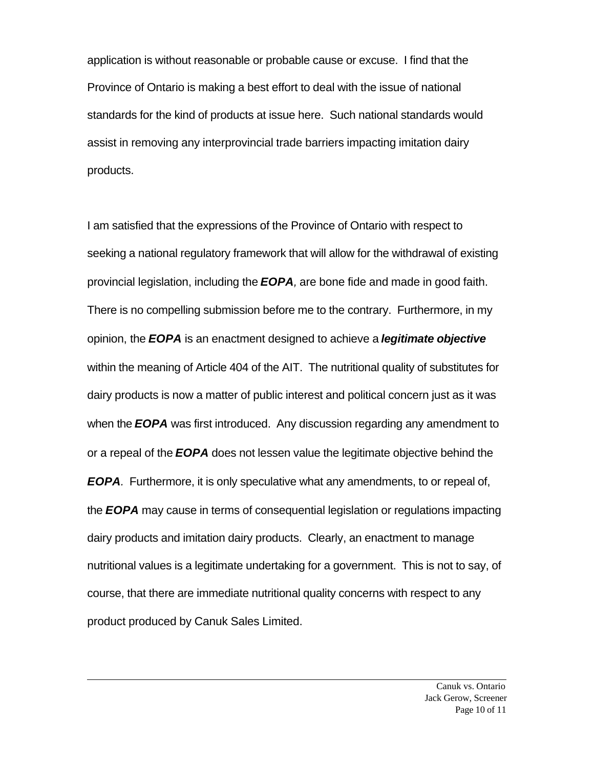application is without reasonable or probable cause or excuse. I find that the Province of Ontario is making a best effort to deal with the issue of national standards for the kind of products at issue here. Such national standards would assist in removing any interprovincial trade barriers impacting imitation dairy products.

I am satisfied that the expressions of the Province of Ontario with respect to seeking a national regulatory framework that will allow for the withdrawal of existing provincial legislation, including the ***EOPA****,* are bone fide and made in good faith. There is no compelling submission before me to the contrary. Furthermore, in my opinion, the ***EOPA*** is an enactment designed to achieve a ***legitimate objective*** within the meaning of Article 404 of the AIT. The nutritional quality of substitutes for dairy products is now a matter of public interest and political concern just as it was when the ***EOPA*** was first introduced. Any discussion regarding any amendment to or a repeal of the ***EOPA*** does not lessen value the legitimate objective behind the ***EOPA****.* Furthermore, it is only speculative what any amendments, to or repeal of, the ***EOPA*** may cause in terms of consequential legislation or regulations impacting dairy products and imitation dairy products. Clearly, an enactment to manage nutritional values is a legitimate undertaking for a government. This is not to say, of course, that there are immediate nutritional quality concerns with respect to any product produced by Canuk Sales Limited.